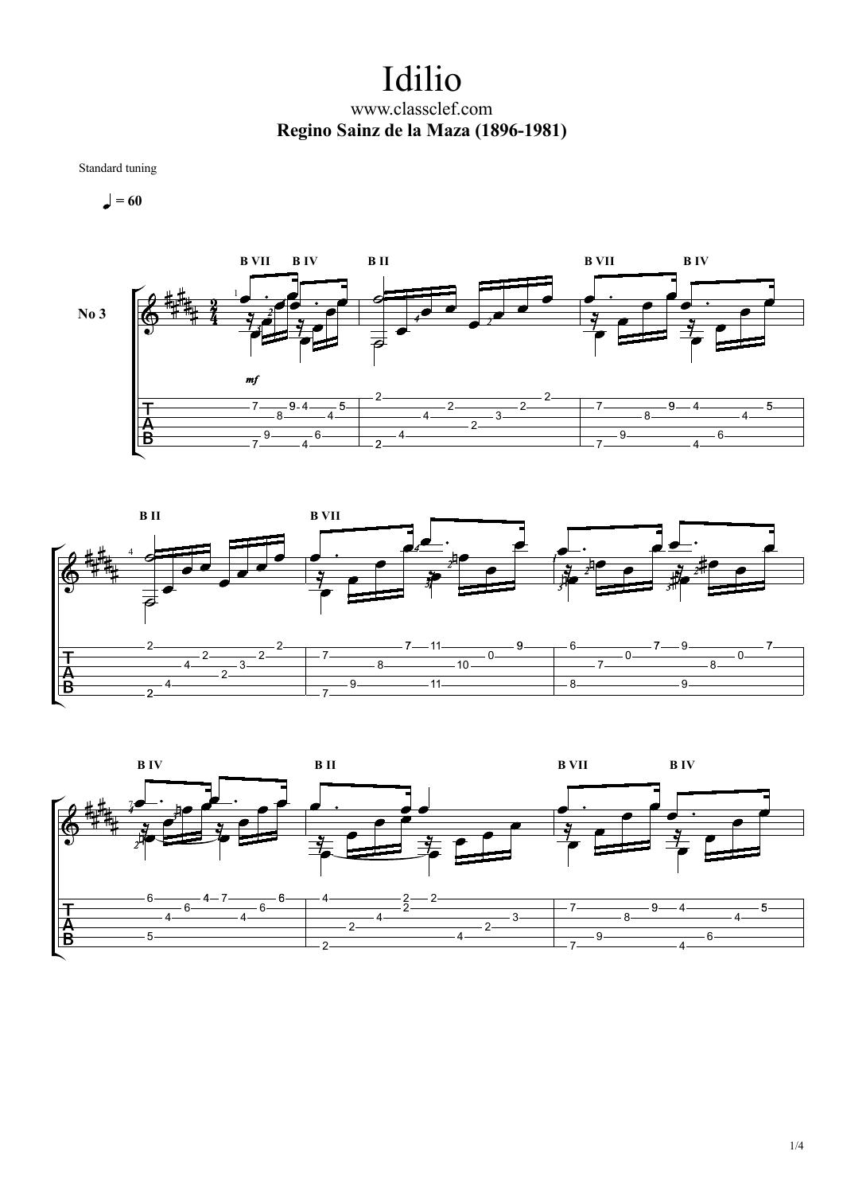# Idilio

www.classclef.com

**Regino Sainz de la Maza (1896-1981)**

Standard tuning

♩ = 60

No 3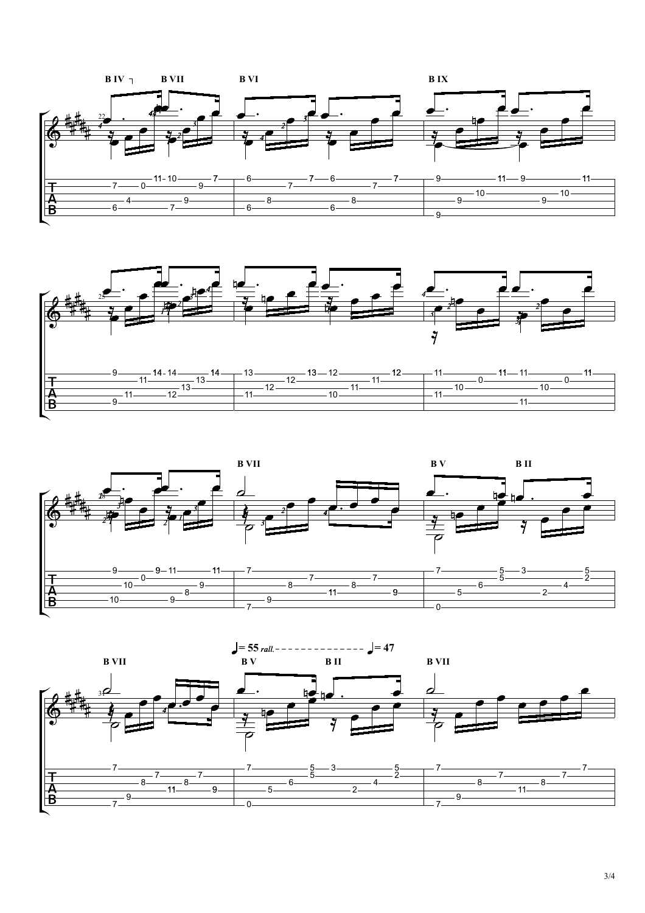B IV B VII B VI B IX

B VII B V B II

♩= 55 *rall.* ♩= 47

B VII B V B II B VII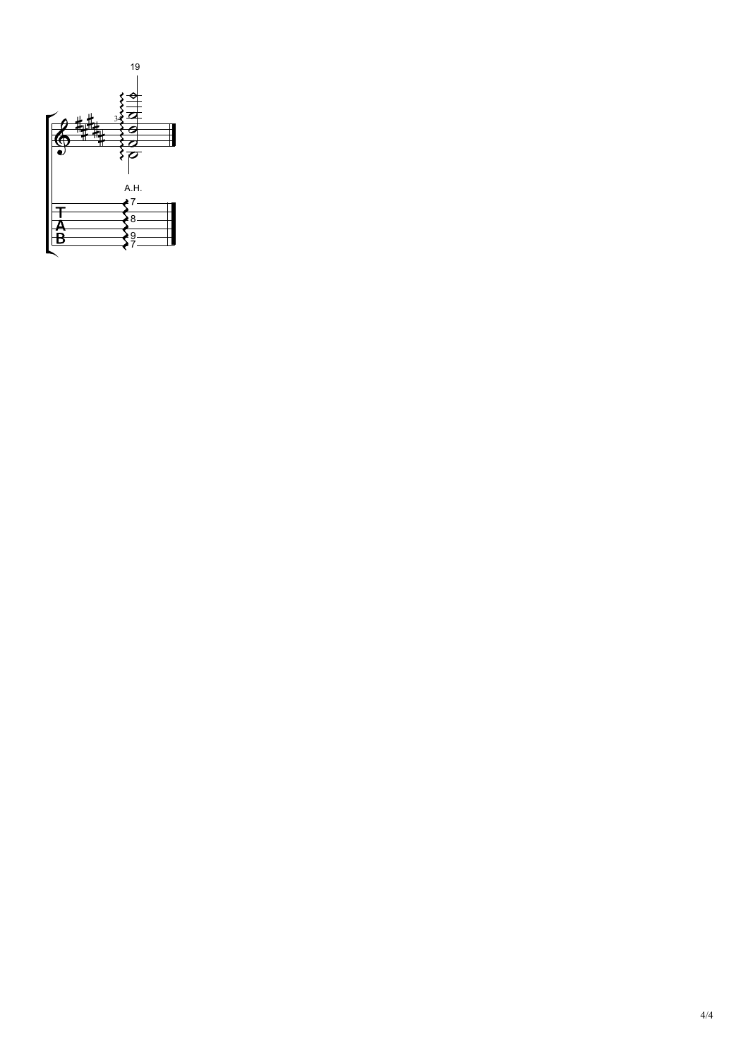19

A.H.

7
8
9
7